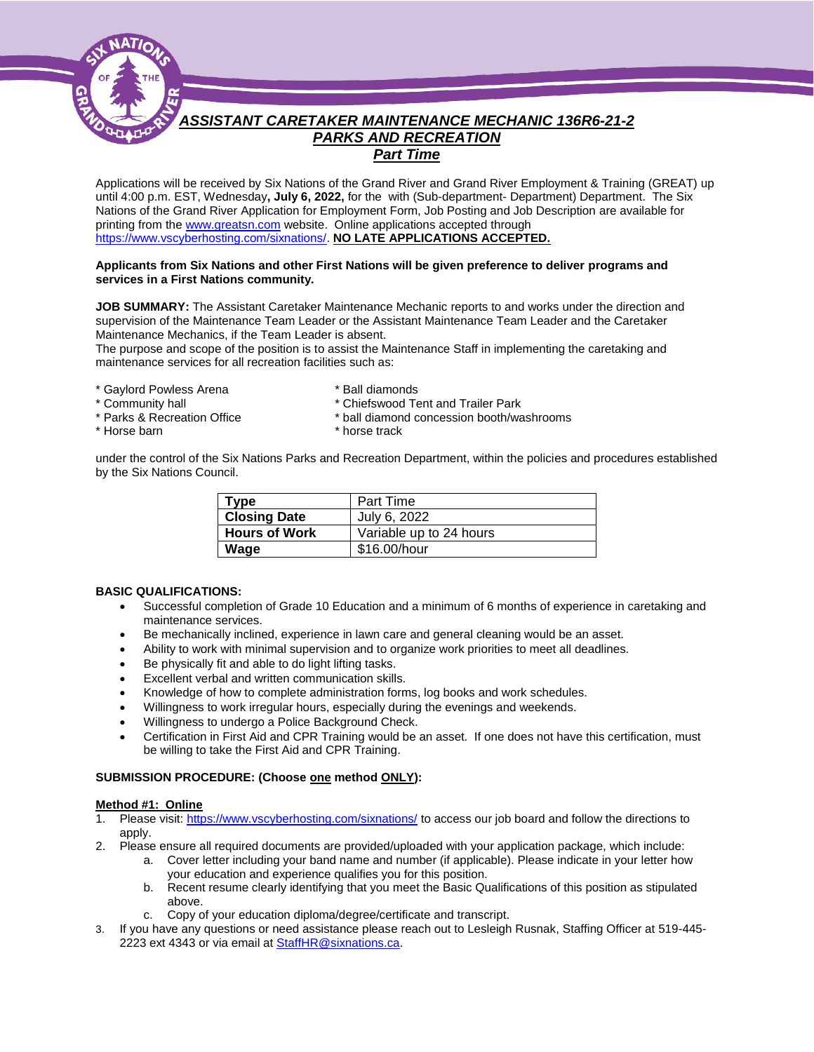# ***ASSISTANT CARETAKER MAINTENANCE MECHANIC 136R6-21-2***
## ***PARKS AND RECREATION***
### ***Part Time***

Applications will be received by Six Nations of the Grand River and Grand River Employment & Training (GREAT) up until 4:00 p.m. EST, Wednesday**, July 6, 2022,** for the with (Sub-department- Department) Department. The Six Nations of the Grand River Application for Employment Form, Job Posting and Job Description are available for printing from the www.greatsn.com website. Online applications accepted through https://www.vscyberhosting.com/sixnations/. **NO LATE APPLICATIONS ACCEPTED.**

**Applicants from Six Nations and other First Nations will be given preference to deliver programs and services in a First Nations community.**

**JOB SUMMARY:** The Assistant Caretaker Maintenance Mechanic reports to and works under the direction and supervision of the Maintenance Team Leader or the Assistant Maintenance Team Leader and the Caretaker Maintenance Mechanics, if the Team Leader is absent.
The purpose and scope of the position is to assist the Maintenance Staff in implementing the caretaking and maintenance services for all recreation facilities such as:

* Gaylord Powless Arena
* Community hall
* Parks & Recreation Office
* Horse barn
* Ball diamonds
* Chiefswood Tent and Trailer Park
* ball diamond concession booth/washrooms
* horse track

under the control of the Six Nations Parks and Recreation Department, within the policies and procedures established by the Six Nations Council.

| **Type** | Part Time |
|---|---|
| **Closing Date** | July 6, 2022 |
| **Hours of Work** | Variable up to 24 hours |
| **Wage** | $16.00/hour |

**BASIC QUALIFICATIONS:**

- Successful completion of Grade 10 Education and a minimum of 6 months of experience in caretaking and maintenance services.
- Be mechanically inclined, experience in lawn care and general cleaning would be an asset.
- Ability to work with minimal supervision and to organize work priorities to meet all deadlines.
- Be physically fit and able to do light lifting tasks.
- Excellent verbal and written communication skills.
- Knowledge of how to complete administration forms, log books and work schedules.
- Willingness to work irregular hours, especially during the evenings and weekends.
- Willingness to undergo a Police Background Check.
- Certification in First Aid and CPR Training would be an asset. If one does not have this certification, must be willing to take the First Aid and CPR Training.

**SUBMISSION PROCEDURE: (Choose one method ONLY):**

**Method #1: Online**

1. Please visit: https://www.vscyberhosting.com/sixnations/ to access our job board and follow the directions to apply.
2. Please ensure all required documents are provided/uploaded with your application package, which include:
   a. Cover letter including your band name and number (if applicable). Please indicate in your letter how your education and experience qualifies you for this position.
   b. Recent resume clearly identifying that you meet the Basic Qualifications of this position as stipulated above.
   c. Copy of your education diploma/degree/certificate and transcript.
3. If you have any questions or need assistance please reach out to Lesleigh Rusnak, Staffing Officer at 519-445-2223 ext 4343 or via email at StaffHR@sixnations.ca.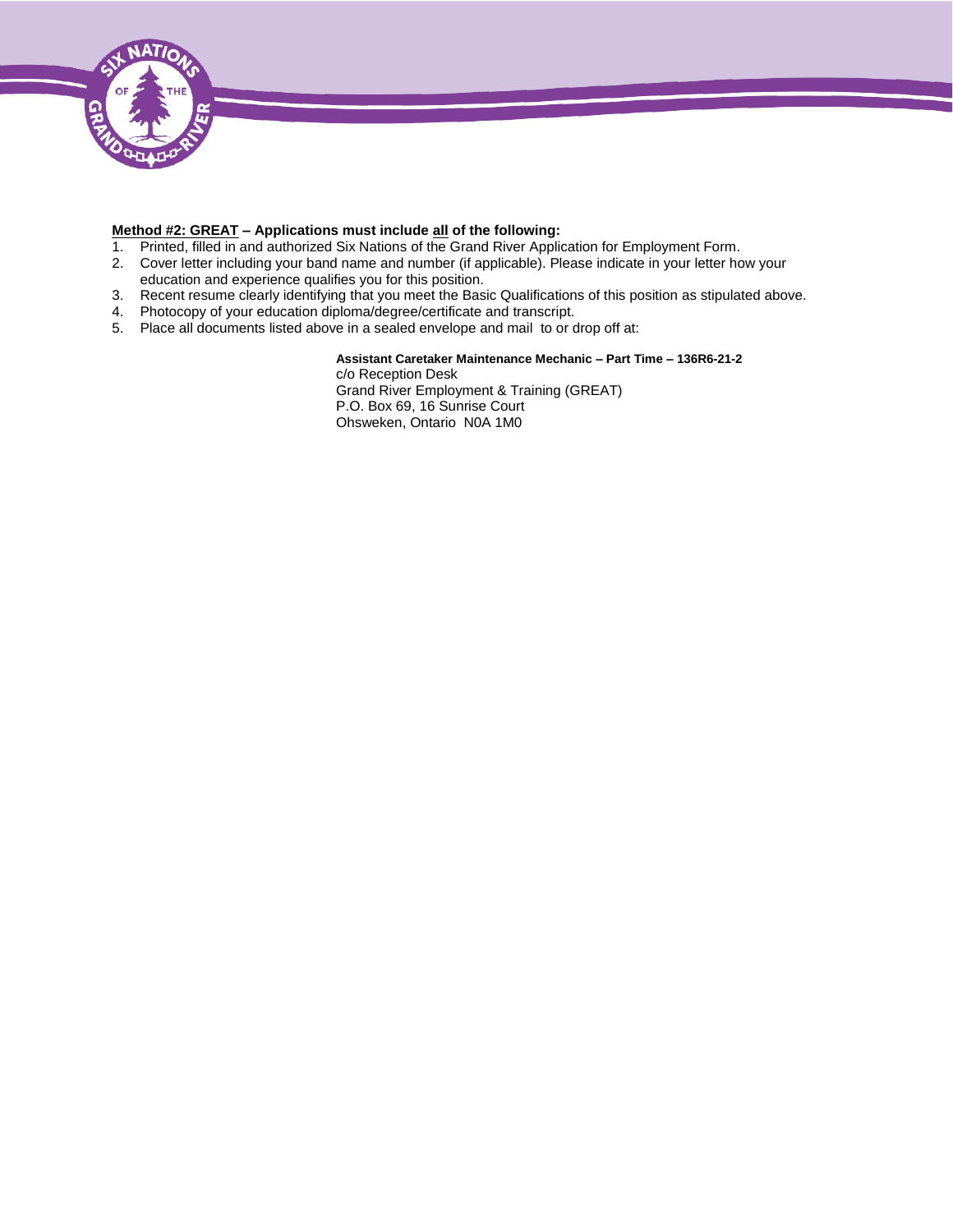**<u>Method #2: GREAT</u> – Applications must include <u>all</u> of the following:**

1. Printed, filled in and authorized Six Nations of the Grand River Application for Employment Form.
2. Cover letter including your band name and number (if applicable). Please indicate in your letter how your education and experience qualifies you for this position.
3. Recent resume clearly identifying that you meet the Basic Qualifications of this position as stipulated above.
4. Photocopy of your education diploma/degree/certificate and transcript.
5. Place all documents listed above in a sealed envelope and mail to or drop off at:

**Assistant Caretaker Maintenance Mechanic – Part Time – 136R6-21-2**
c/o Reception Desk
Grand River Employment & Training (GREAT)
P.O. Box 69, 16 Sunrise Court
Ohsweken, Ontario N0A 1M0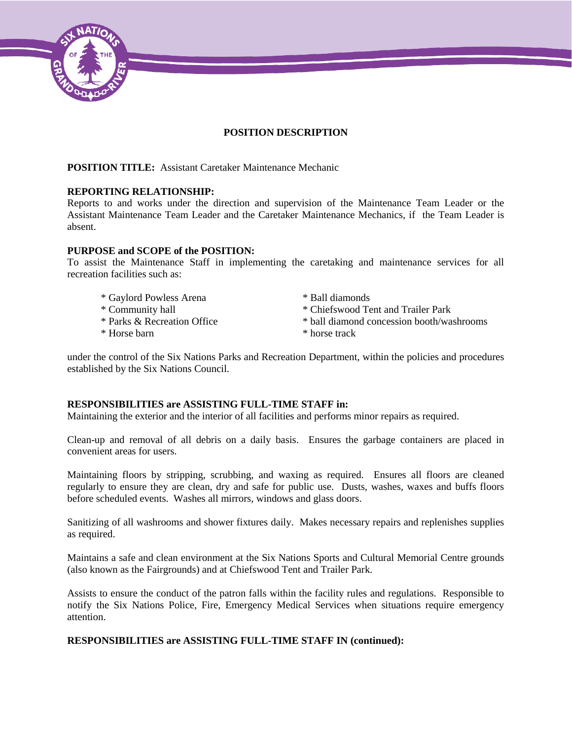**POSITION DESCRIPTION**

**POSITION TITLE:** Assistant Caretaker Maintenance Mechanic

**REPORTING RELATIONSHIP:**
Reports to and works under the direction and supervision of the Maintenance Team Leader or the Assistant Maintenance Team Leader and the Caretaker Maintenance Mechanics, if the Team Leader is absent.

**PURPOSE and SCOPE of the POSITION:**
To assist the Maintenance Staff in implementing the caretaking and maintenance services for all recreation facilities such as:

* Gaylord Powless Arena
* Community hall
* Parks & Recreation Office
* Horse barn
* Ball diamonds
* Chiefswood Tent and Trailer Park
* ball diamond concession booth/washrooms
* horse track

under the control of the Six Nations Parks and Recreation Department, within the policies and procedures established by the Six Nations Council.

**RESPONSIBILITIES are ASSISTING FULL-TIME STAFF in:**
Maintaining the exterior and the interior of all facilities and performs minor repairs as required.

Clean-up and removal of all debris on a daily basis. Ensures the garbage containers are placed in convenient areas for users.

Maintaining floors by stripping, scrubbing, and waxing as required. Ensures all floors are cleaned regularly to ensure they are clean, dry and safe for public use. Dusts, washes, waxes and buffs floors before scheduled events. Washes all mirrors, windows and glass doors.

Sanitizing of all washrooms and shower fixtures daily. Makes necessary repairs and replenishes supplies as required.

Maintains a safe and clean environment at the Six Nations Sports and Cultural Memorial Centre grounds (also known as the Fairgrounds) and at Chiefswood Tent and Trailer Park.

Assists to ensure the conduct of the patron falls within the facility rules and regulations. Responsible to notify the Six Nations Police, Fire, Emergency Medical Services when situations require emergency attention.

**RESPONSIBILITIES are ASSISTING FULL-TIME STAFF IN (continued):**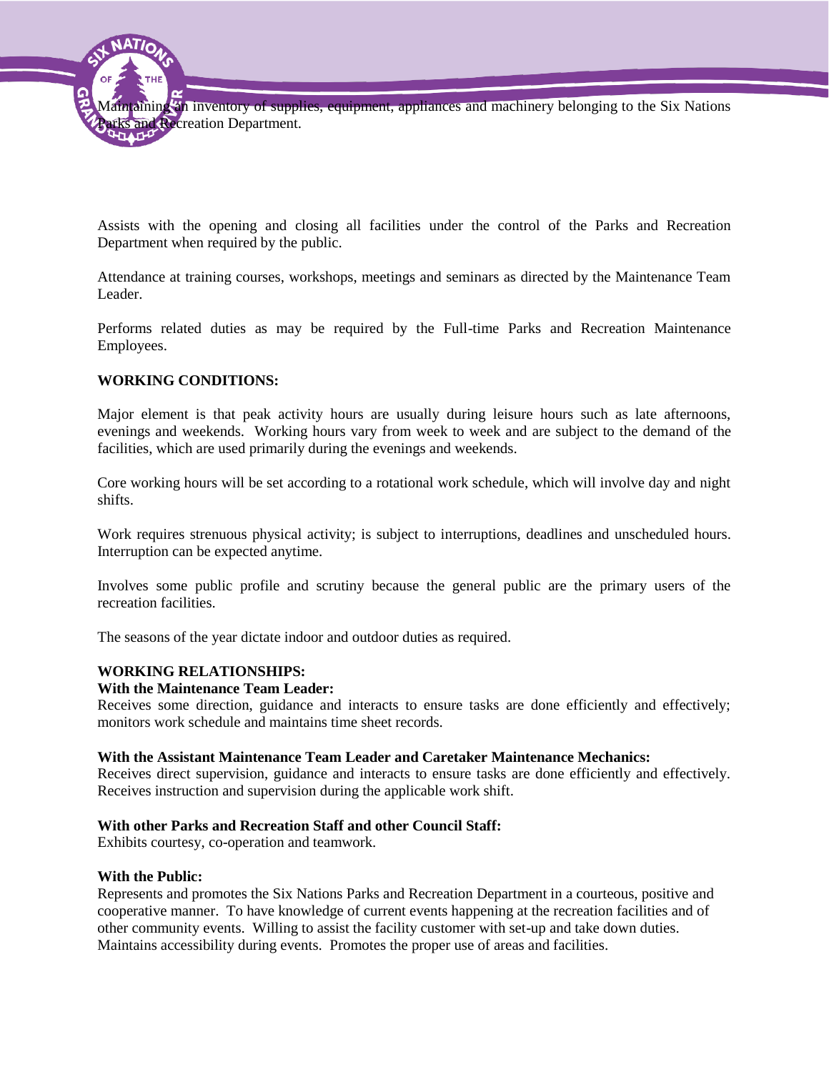Maintaining an inventory of supplies, equipment, appliances and machinery belonging to the Six Nations Parks and Recreation Department.

Assists with the opening and closing all facilities under the control of the Parks and Recreation Department when required by the public.

Attendance at training courses, workshops, meetings and seminars as directed by the Maintenance Team Leader.

Performs related duties as may be required by the Full-time Parks and Recreation Maintenance Employees.

**WORKING CONDITIONS:**

Major element is that peak activity hours are usually during leisure hours such as late afternoons, evenings and weekends. Working hours vary from week to week and are subject to the demand of the facilities, which are used primarily during the evenings and weekends.

Core working hours will be set according to a rotational work schedule, which will involve day and night shifts.

Work requires strenuous physical activity; is subject to interruptions, deadlines and unscheduled hours. Interruption can be expected anytime.

Involves some public profile and scrutiny because the general public are the primary users of the recreation facilities.

The seasons of the year dictate indoor and outdoor duties as required.

**WORKING RELATIONSHIPS:**

**With the Maintenance Team Leader:**
Receives some direction, guidance and interacts to ensure tasks are done efficiently and effectively; monitors work schedule and maintains time sheet records.

**With the Assistant Maintenance Team Leader and Caretaker Maintenance Mechanics:**
Receives direct supervision, guidance and interacts to ensure tasks are done efficiently and effectively. Receives instruction and supervision during the applicable work shift.

**With other Parks and Recreation Staff and other Council Staff:**
Exhibits courtesy, co-operation and teamwork.

**With the Public:**
Represents and promotes the Six Nations Parks and Recreation Department in a courteous, positive and cooperative manner. To have knowledge of current events happening at the recreation facilities and of other community events. Willing to assist the facility customer with set-up and take down duties. Maintains accessibility during events. Promotes the proper use of areas and facilities.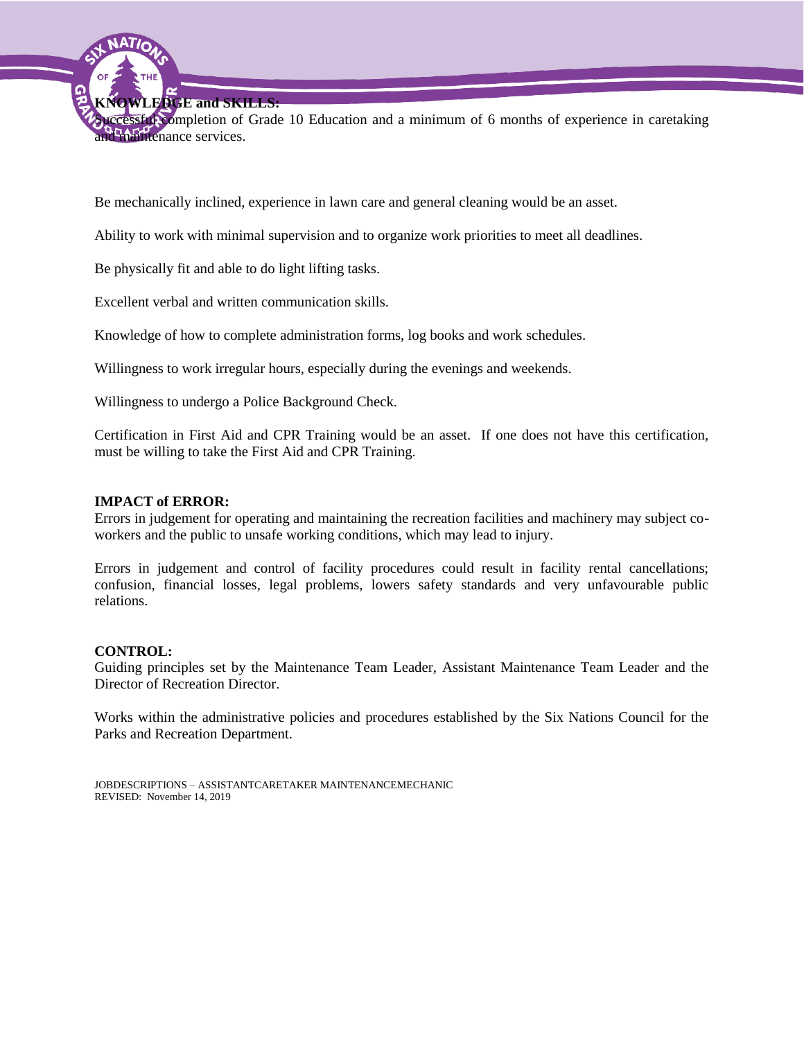**KNOWLEDGE and SKILLS:**
Successful completion of Grade 10 Education and a minimum of 6 months of experience in caretaking and maintenance services.

Be mechanically inclined, experience in lawn care and general cleaning would be an asset.

Ability to work with minimal supervision and to organize work priorities to meet all deadlines.

Be physically fit and able to do light lifting tasks.

Excellent verbal and written communication skills.

Knowledge of how to complete administration forms, log books and work schedules.

Willingness to work irregular hours, especially during the evenings and weekends.

Willingness to undergo a Police Background Check.

Certification in First Aid and CPR Training would be an asset. If one does not have this certification, must be willing to take the First Aid and CPR Training.

**IMPACT of ERROR:**
Errors in judgement for operating and maintaining the recreation facilities and machinery may subject co-workers and the public to unsafe working conditions, which may lead to injury.

Errors in judgement and control of facility procedures could result in facility rental cancellations; confusion, financial losses, legal problems, lowers safety standards and very unfavourable public relations.

**CONTROL:**
Guiding principles set by the Maintenance Team Leader, Assistant Maintenance Team Leader and the Director of Recreation Director.

Works within the administrative policies and procedures established by the Six Nations Council for the Parks and Recreation Department.

JOBDESCRIPTIONS – ASSISTANTCARETAKER MAINTENANCEMECHANIC
REVISED: November 14, 2019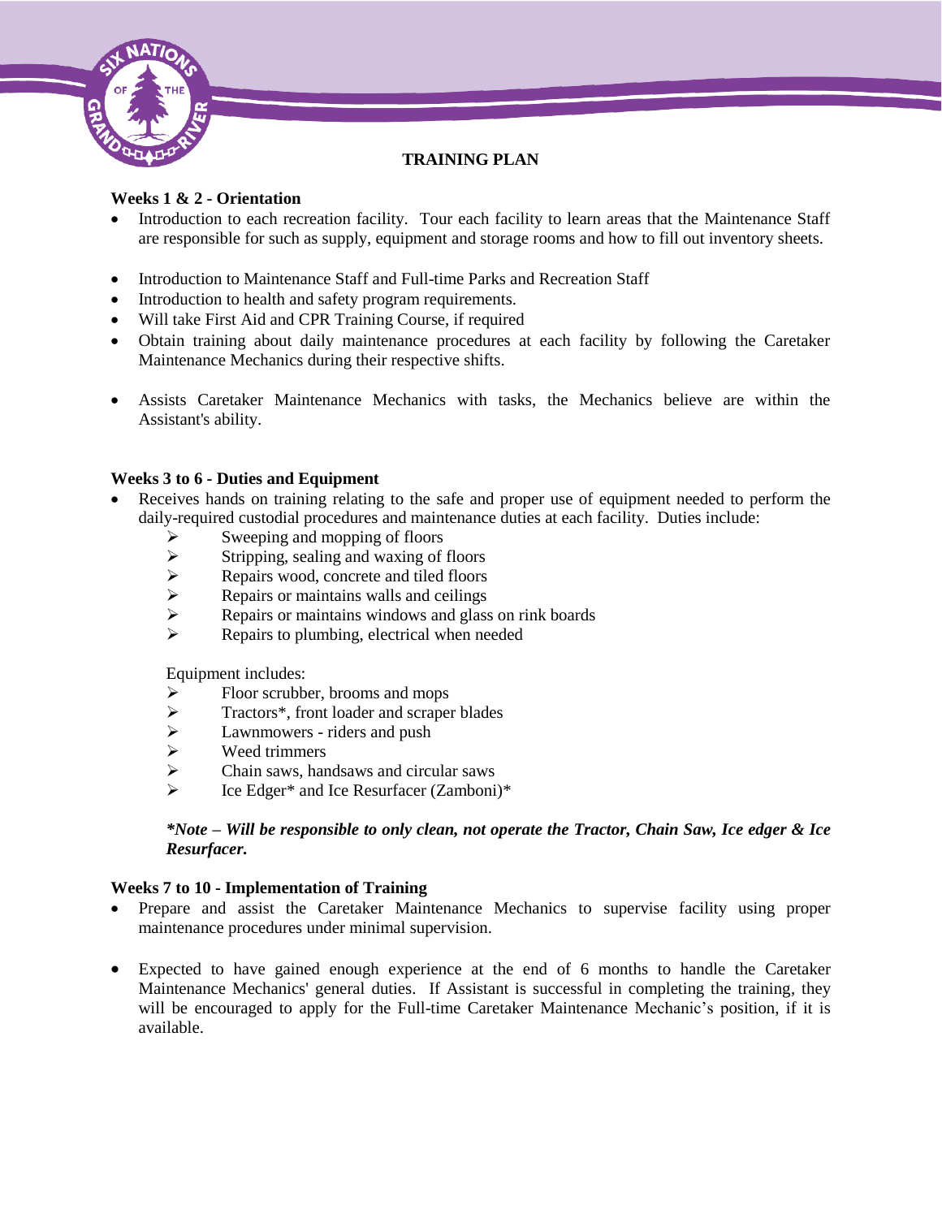# TRAINING PLAN

**Weeks 1 & 2 - Orientation**

- Introduction to each recreation facility. Tour each facility to learn areas that the Maintenance Staff are responsible for such as supply, equipment and storage rooms and how to fill out inventory sheets.
- Introduction to Maintenance Staff and Full-time Parks and Recreation Staff
- Introduction to health and safety program requirements.
- Will take First Aid and CPR Training Course, if required
- Obtain training about daily maintenance procedures at each facility by following the Caretaker Maintenance Mechanics during their respective shifts.
- Assists Caretaker Maintenance Mechanics with tasks, the Mechanics believe are within the Assistant's ability.

**Weeks 3 to 6 - Duties and Equipment**

- Receives hands on training relating to the safe and proper use of equipment needed to perform the daily-required custodial procedures and maintenance duties at each facility. Duties include:
  - Sweeping and mopping of floors
  - Stripping, sealing and waxing of floors
  - Repairs wood, concrete and tiled floors
  - Repairs or maintains walls and ceilings
  - Repairs or maintains windows and glass on rink boards
  - Repairs to plumbing, electrical when needed

  Equipment includes:
  - Floor scrubber, brooms and mops
  - Tractors*, front loader and scraper blades
  - Lawnmowers - riders and push
  - Weed trimmers
  - Chain saws, handsaws and circular saws
  - Ice Edger* and Ice Resurfacer (Zamboni)*

  ***Note – Will be responsible to only clean, not operate the Tractor, Chain Saw, Ice edger & Ice Resurfacer.***

**Weeks 7 to 10 - Implementation of Training**

- Prepare and assist the Caretaker Maintenance Mechanics to supervise facility using proper maintenance procedures under minimal supervision.
- Expected to have gained enough experience at the end of 6 months to handle the Caretaker Maintenance Mechanics' general duties. If Assistant is successful in completing the training, they will be encouraged to apply for the Full-time Caretaker Maintenance Mechanic's position, if it is available.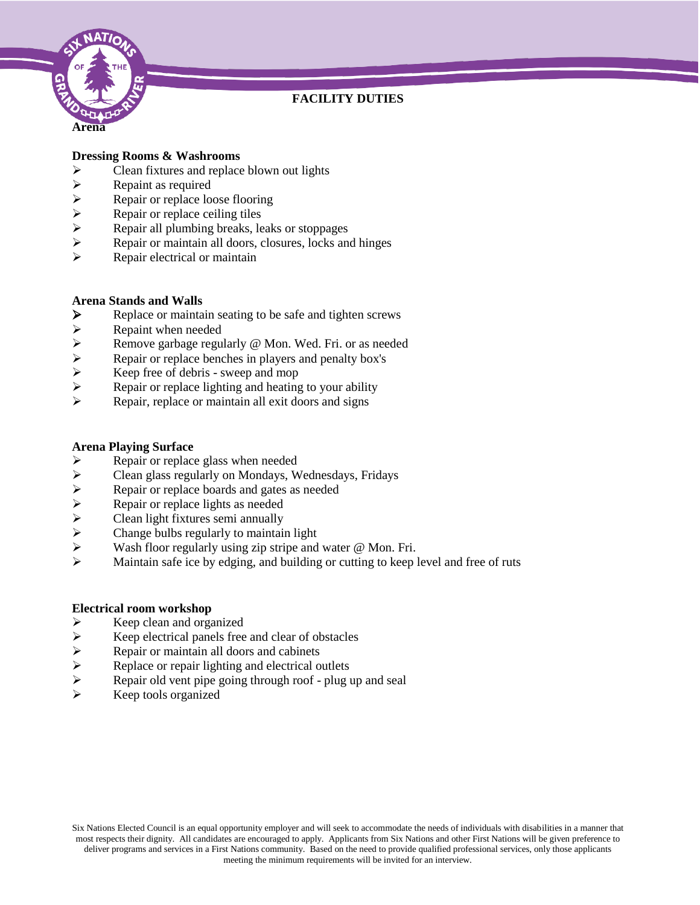# FACILITY DUTIES

## Arena

### Dressing Rooms & Washrooms

- Clean fixtures and replace blown out lights
- Repaint as required
- Repair or replace loose flooring
- Repair or replace ceiling tiles
- Repair all plumbing breaks, leaks or stoppages
- Repair or maintain all doors, closures, locks and hinges
- Repair electrical or maintain

### Arena Stands and Walls

- Replace or maintain seating to be safe and tighten screws
- Repaint when needed
- Remove garbage regularly @ Mon. Wed. Fri. or as needed
- Repair or replace benches in players and penalty box's
- Keep free of debris - sweep and mop
- Repair or replace lighting and heating to your ability
- Repair, replace or maintain all exit doors and signs

### Arena Playing Surface

- Repair or replace glass when needed
- Clean glass regularly on Mondays, Wednesdays, Fridays
- Repair or replace boards and gates as needed
- Repair or replace lights as needed
- Clean light fixtures semi annually
- Change bulbs regularly to maintain light
- Wash floor regularly using zip stripe and water @ Mon. Fri.
- Maintain safe ice by edging, and building or cutting to keep level and free of ruts

### Electrical room workshop

- Keep clean and organized
- Keep electrical panels free and clear of obstacles
- Repair or maintain all doors and cabinets
- Replace or repair lighting and electrical outlets
- Repair old vent pipe going through roof - plug up and seal
- Keep tools organized

Six Nations Elected Council is an equal opportunity employer and will seek to accommodate the needs of individuals with disabilities in a manner that most respects their dignity. All candidates are encouraged to apply. Applicants from Six Nations and other First Nations will be given preference to deliver programs and services in a First Nations community. Based on the need to provide qualified professional services, only those applicants meeting the minimum requirements will be invited for an interview.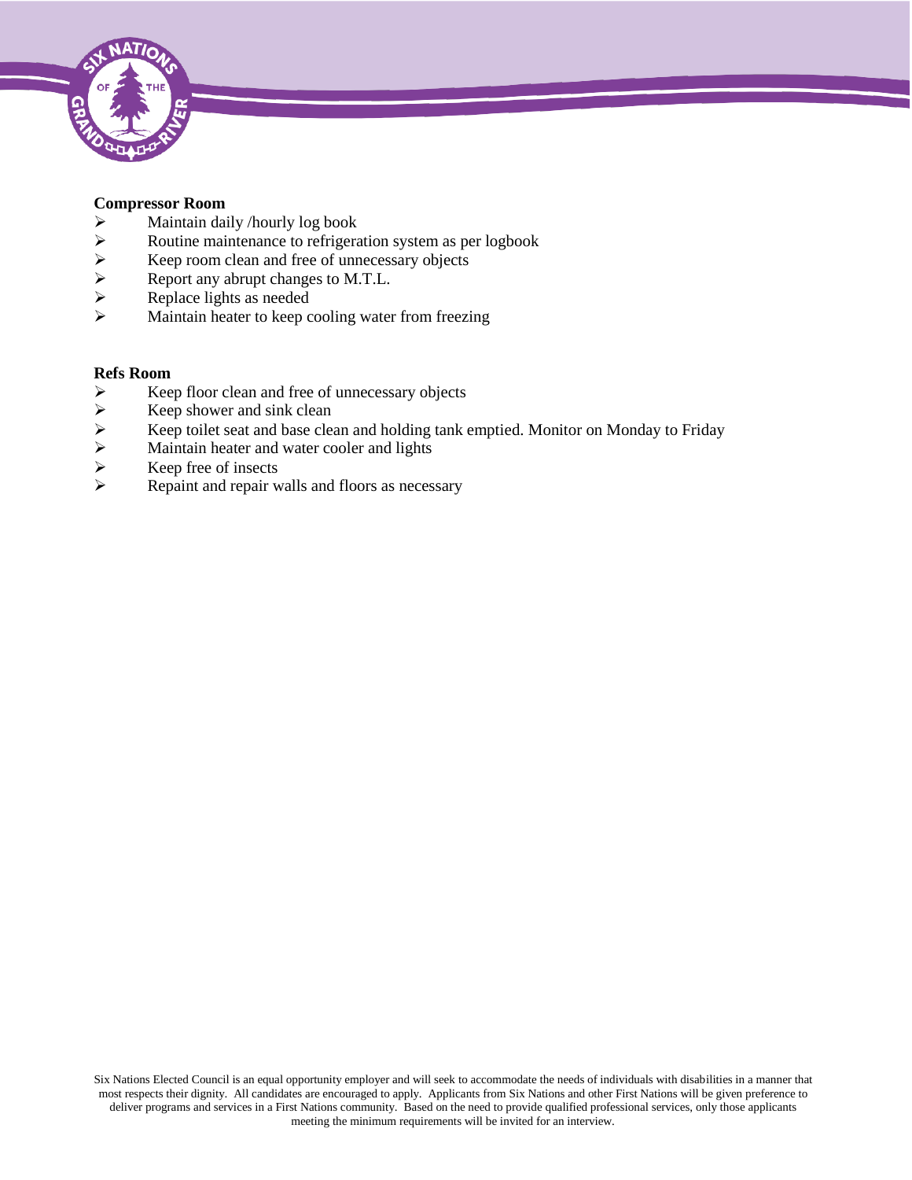**Compressor Room**

- Maintain daily /hourly log book
- Routine maintenance to refrigeration system as per logbook
- Keep room clean and free of unnecessary objects
- Report any abrupt changes to M.T.L.
- Replace lights as needed
- Maintain heater to keep cooling water from freezing

**Refs Room**

- Keep floor clean and free of unnecessary objects
- Keep shower and sink clean
- Keep toilet seat and base clean and holding tank emptied. Monitor on Monday to Friday
- Maintain heater and water cooler and lights
- Keep free of insects
- Repaint and repair walls and floors as necessary

Six Nations Elected Council is an equal opportunity employer and will seek to accommodate the needs of individuals with disabilities in a manner that most respects their dignity. All candidates are encouraged to apply. Applicants from Six Nations and other First Nations will be given preference to deliver programs and services in a First Nations community. Based on the need to provide qualified professional services, only those applicants meeting the minimum requirements will be invited for an interview.